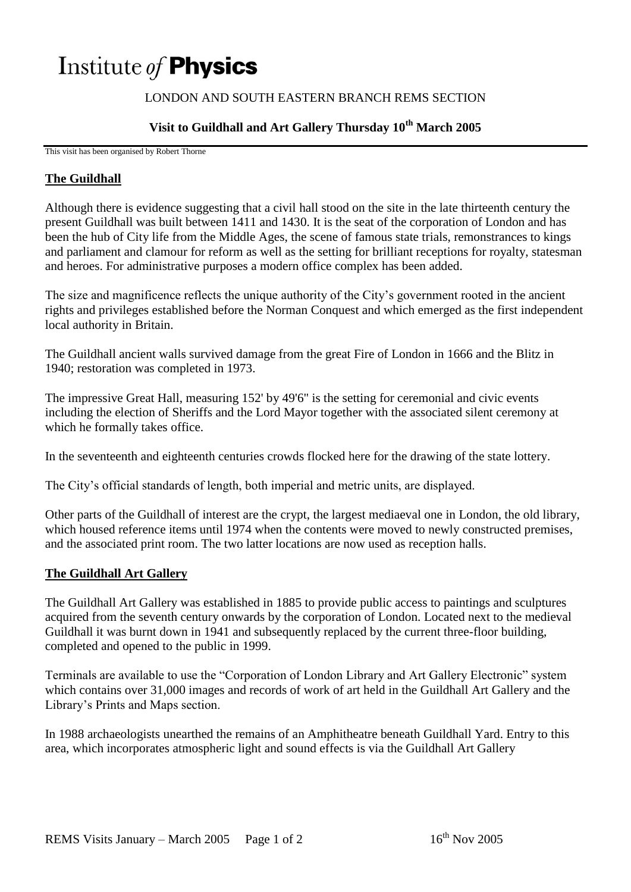# Institute *of* **Physics**

LONDON AND SOUTH EASTERN BRANCH REMS SECTION

## Visit to Guildhall and Art Gallery Thursday 10th March 2005

This visit has been organised by Robert Thorne

### The Guildhall

Although there is evidence suggesting that a civil hall stood on the site in the late thirteenth century the present Guildhall was built between 1411 and 1430. It is the seat of the corporation of London and has been the hub of City life from the Middle Ages, the scene of famous state trials, remonstrances to kings and parliament and clamour for reform as well as the setting for brilliant receptions for royalty, statesman and heroes. For administrative purposes a modern office complex has been added.

The size and magnificence reflects the unique authority of the City's government rooted in the ancient rights and privileges established before the Norman Conquest and which emerged as the first independent local authority in Britain.

The Guildhall ancient walls survived damage from the great Fire of London in 1666 and the Blitz in 1940; restoration was completed in 1973.

The impressive Great Hall, measuring 152' by 49'6" is the setting for ceremonial and civic events including the election of Sheriffs and the Lord Mayor together with the associated silent ceremony at which he formally takes office.

In the seventeenth and eighteenth centuries crowds flocked here for the drawing of the state lottery.

The City's official standards of length, both imperial and metric units, are displayed.

Other parts of the Guildhall of interest are the crypt, the largest mediaeval one in London, the old library, which housed reference items until 1974 when the contents were moved to newly constructed premises, and the associated print room. The two latter locations are now used as reception halls.

### The Guildhall Art Gallery

The Guildhall Art Gallery was established in 1885 to provide public access to paintings and sculptures acquired from the seventh century onwards by the corporation of London. Located next to the medieval Guildhall it was burnt down in 1941 and subsequently replaced by the current three-floor building, completed and opened to the public in 1999.

Terminals are available to use the "Corporation of London Library and Art Gallery Electronic" system which contains over 31,000 images and records of work of art held in the Guildhall Art Gallery and the Library's Prints and Maps section.

In 1988 archaeologists unearthed the remains of an Amphitheatre beneath Guildhall Yard. Entry to this area, which incorporates atmospheric light and sound effects is via the Guildhall Art Gallery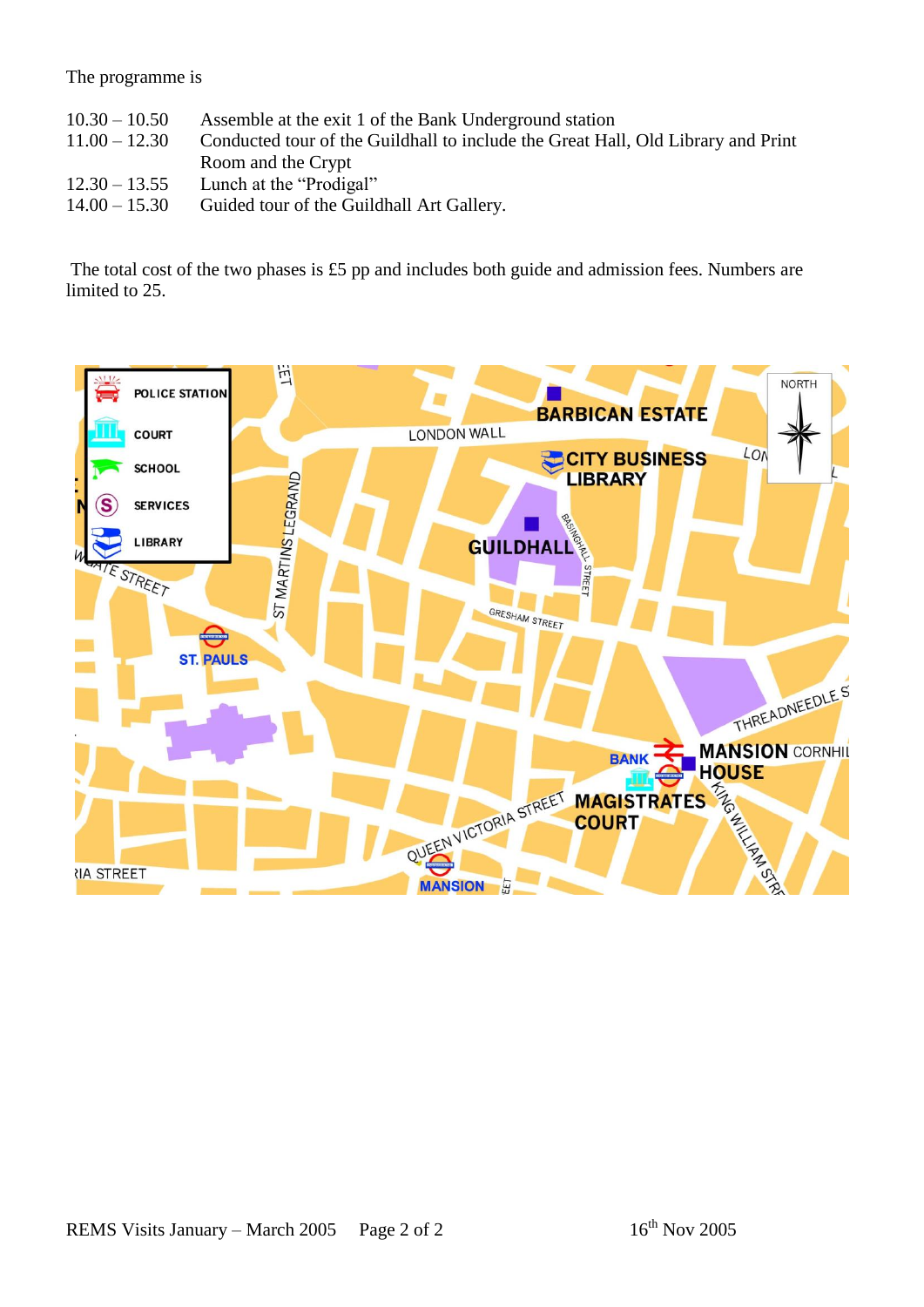The programme is

| | |
|---|---|
| 10.30 – 10.50 | Assemble at the exit 1 of the Bank Underground station |
| 11.00 – 12.30 | Conducted tour of the Guildhall to include the Great Hall, Old Library and Print Room and the Crypt |
| 12.30 – 13.55 | Lunch at the "Prodigal" |
| 14.00 – 15.30 | Guided tour of the Guildhall Art Gallery. |

The total cost of the two phases is £5 pp and includes both guide and admission fees. Numbers are limited to 25.

POLICE STATION
COURT
SCHOOL
SERVICES
LIBRARY
NORTH
LONDON WALL
BARBICAN ESTATE
CITY BUSINESS LIBRARY
GUILDHALL
BASINGHALL STREET
GRESHAM STREET
ST MARTINS LEGRAND
ST. PAULS
THREADNEEDLE ST
BANK
MANSION HOUSE
CORNHILL
MAGISTRATES COURT
KING WILLIAM STREET
QUEEN VICTORIA STREET
MANSION